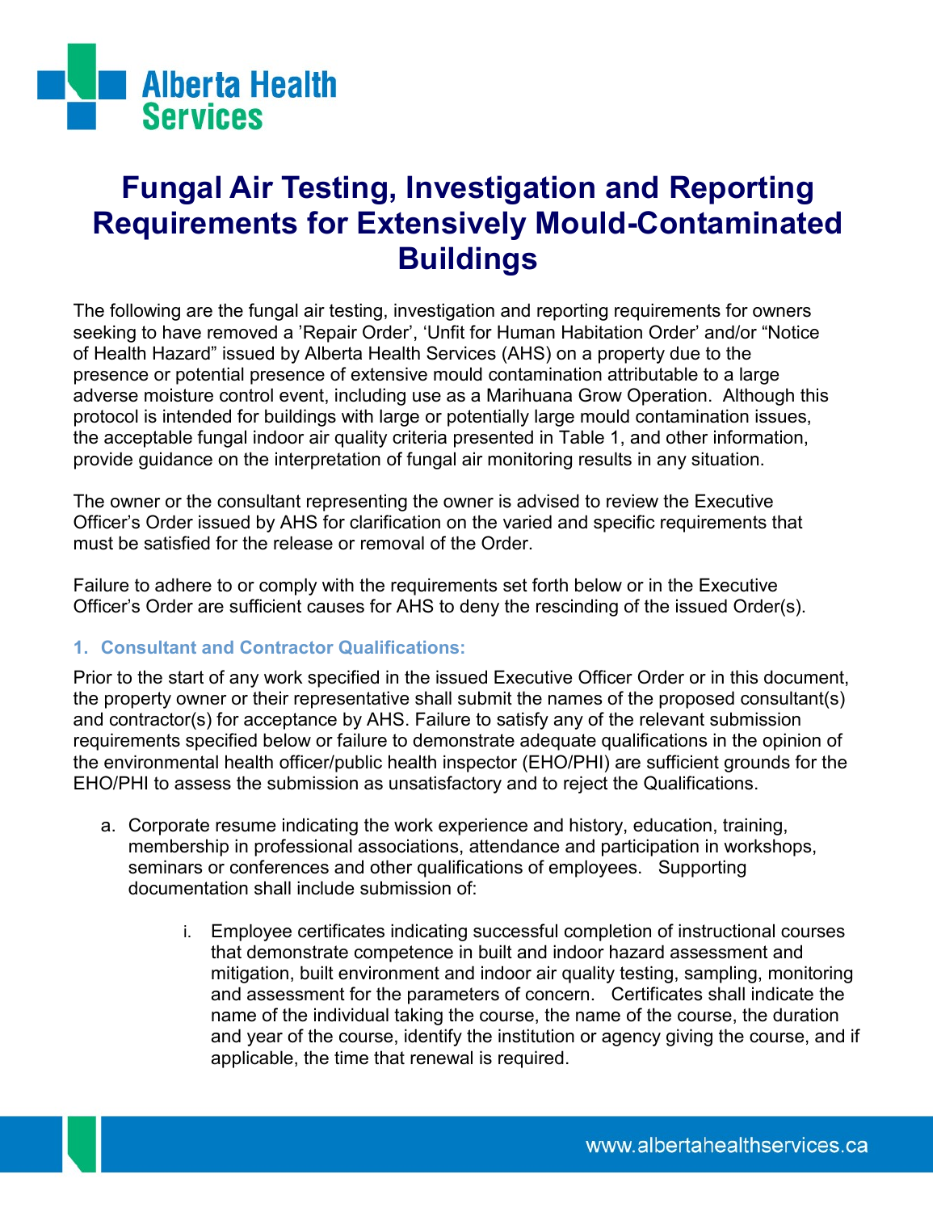# Fungal Air Testing, Investigation and Reporting Requirements for Extensively Mould-Contaminated Buildings

The following are the fungal air testing, investigation and reporting requirements for owners seeking to have removed a 'Repair Order', 'Unfit for Human Habitation Order' and/or "Notice of Health Hazard" issued by Alberta Health Services (AHS) on a property due to the presence or potential presence of extensive mould contamination attributable to a large adverse moisture control event, including use as a Marihuana Grow Operation. Although this protocol is intended for buildings with large or potentially large mould contamination issues, the acceptable fungal indoor air quality criteria presented in Table 1, and other information, provide guidance on the interpretation of fungal air monitoring results in any situation.

The owner or the consultant representing the owner is advised to review the Executive Officer's Order issued by AHS for clarification on the varied and specific requirements that must be satisfied for the release or removal of the Order.

Failure to adhere to or comply with the requirements set forth below or in the Executive Officer's Order are sufficient causes for AHS to deny the rescinding of the issued Order(s).

## 1. Consultant and Contractor Qualifications:

Prior to the start of any work specified in the issued Executive Officer Order or in this document, the property owner or their representative shall submit the names of the proposed consultant(s) and contractor(s) for acceptance by AHS. Failure to satisfy any of the relevant submission requirements specified below or failure to demonstrate adequate qualifications in the opinion of the environmental health officer/public health inspector (EHO/PHI) are sufficient grounds for the EHO/PHI to assess the submission as unsatisfactory and to reject the Qualifications.

a. Corporate resume indicating the work experience and history, education, training, membership in professional associations, attendance and participation in workshops, seminars or conferences and other qualifications of employees. Supporting documentation shall include submission of:

   i. Employee certificates indicating successful completion of instructional courses that demonstrate competence in built and indoor hazard assessment and mitigation, built environment and indoor air quality testing, sampling, monitoring and assessment for the parameters of concern. Certificates shall indicate the name of the individual taking the course, the name of the course, the duration and year of the course, identify the institution or agency giving the course, and if applicable, the time that renewal is required.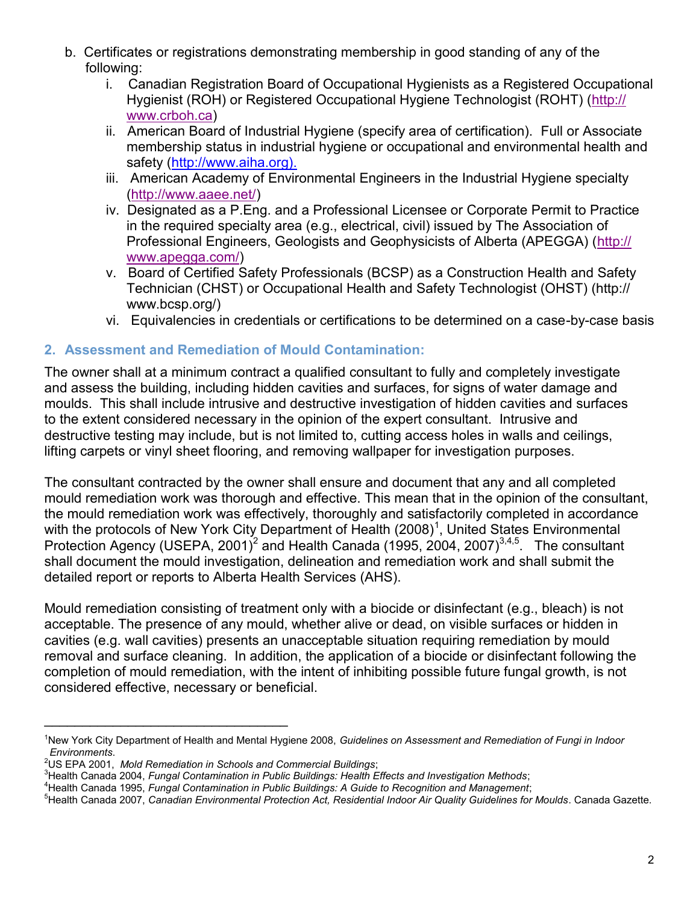b. Certificates or registrations demonstrating membership in good standing of any of the following:
   i. Canadian Registration Board of Occupational Hygienists as a Registered Occupational Hygienist (ROH) or Registered Occupational Hygiene Technologist (ROHT) (http://www.crboh.ca)
   ii. American Board of Industrial Hygiene (specify area of certification). Full or Associate membership status in industrial hygiene or occupational and environmental health and safety (http://www.aiha.org).
   iii. American Academy of Environmental Engineers in the Industrial Hygiene specialty (http://www.aaee.net/)
   iv. Designated as a P.Eng. and a Professional Licensee or Corporate Permit to Practice in the required specialty area (e.g., electrical, civil) issued by The Association of Professional Engineers, Geologists and Geophysicists of Alberta (APEGGA) (http://www.apegga.com/)
   v. Board of Certified Safety Professionals (BCSP) as a Construction Health and Safety Technician (CHST) or Occupational Health and Safety Technologist (OHST) (http://www.bcsp.org/)
   vi. Equivalencies in credentials or certifications to be determined on a case-by-case basis

## 2. Assessment and Remediation of Mould Contamination:

The owner shall at a minimum contract a qualified consultant to fully and completely investigate and assess the building, including hidden cavities and surfaces, for signs of water damage and moulds. This shall include intrusive and destructive investigation of hidden cavities and surfaces to the extent considered necessary in the opinion of the expert consultant. Intrusive and destructive testing may include, but is not limited to, cutting access holes in walls and ceilings, lifting carpets or vinyl sheet flooring, and removing wallpaper for investigation purposes.

The consultant contracted by the owner shall ensure and document that any and all completed mould remediation work was thorough and effective. This mean that in the opinion of the consultant, the mould remediation work was effectively, thoroughly and satisfactorily completed in accordance with the protocols of New York City Department of Health (2008)[1], United States Environmental Protection Agency (USEPA, 2001)[2] and Health Canada (1995, 2004, 2007)[3,4,5]. The consultant shall document the mould investigation, delineation and remediation work and shall submit the detailed report or reports to Alberta Health Services (AHS).

Mould remediation consisting of treatment only with a biocide or disinfectant (e.g., bleach) is not acceptable. The presence of any mould, whether alive or dead, on visible surfaces or hidden in cavities (e.g. wall cavities) presents an unacceptable situation requiring remediation by mould removal and surface cleaning. In addition, the application of a biocide or disinfectant following the completion of mould remediation, with the intent of inhibiting possible future fungal growth, is not considered effective, necessary or beneficial.

---

[1] New York City Department of Health and Mental Hygiene 2008, *Guidelines on Assessment and Remediation of Fungi in Indoor Environments*.
[2] US EPA 2001, *Mold Remediation in Schools and Commercial Buildings*;
[3] Health Canada 2004, *Fungal Contamination in Public Buildings: Health Effects and Investigation Methods*;
[4] Health Canada 1995, *Fungal Contamination in Public Buildings: A Guide to Recognition and Management*;
[5] Health Canada 2007, *Canadian Environmental Protection Act, Residential Indoor Air Quality Guidelines for Moulds*. Canada Gazette.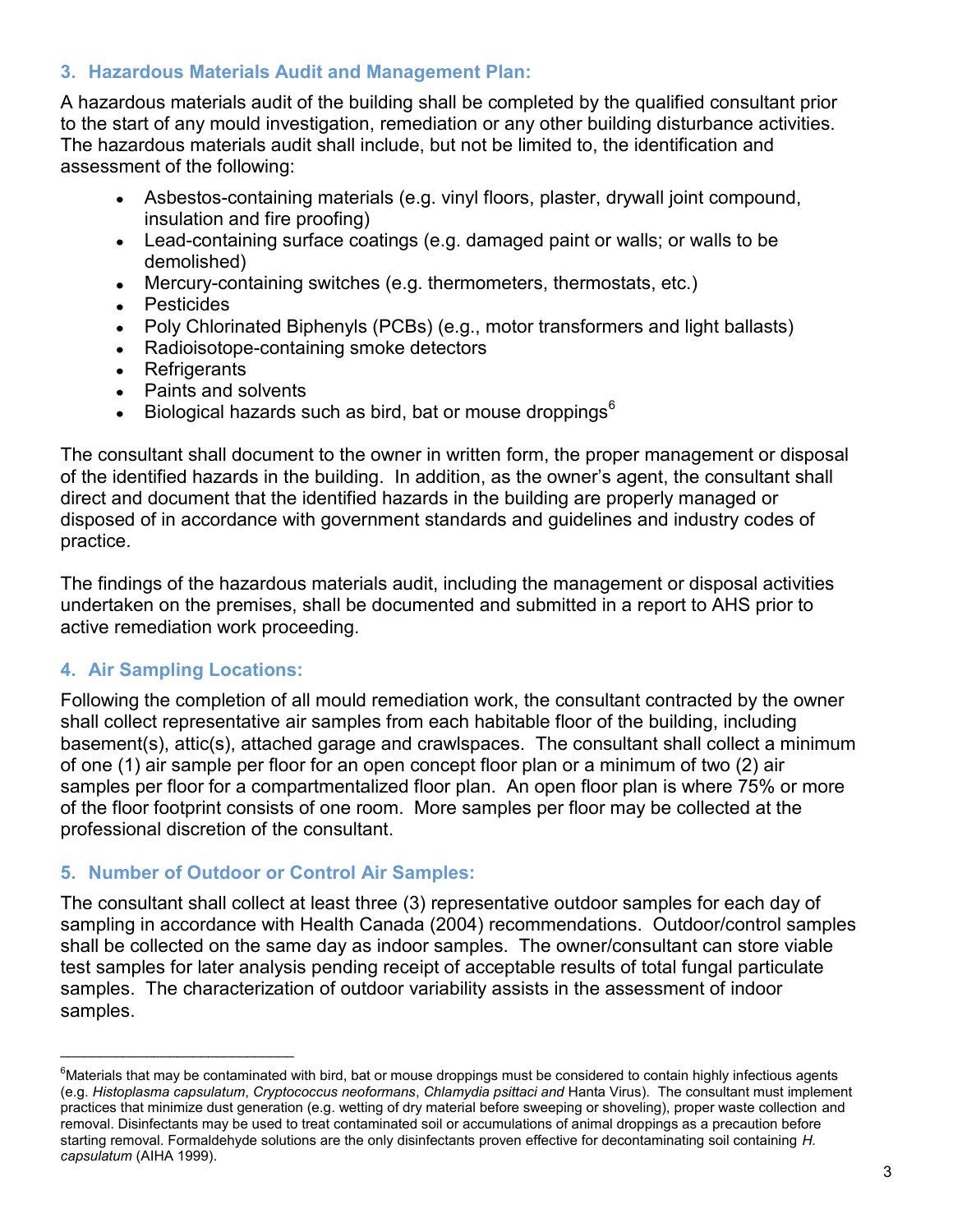### 3. Hazardous Materials Audit and Management Plan:

A hazardous materials audit of the building shall be completed by the qualified consultant prior to the start of any mould investigation, remediation or any other building disturbance activities. The hazardous materials audit shall include, but not be limited to, the identification and assessment of the following:

- Asbestos-containing materials (e.g. vinyl floors, plaster, drywall joint compound, insulation and fire proofing)
- Lead-containing surface coatings (e.g. damaged paint or walls; or walls to be demolished)
- Mercury-containing switches (e.g. thermometers, thermostats, etc.)
- Pesticides
- Poly Chlorinated Biphenyls (PCBs) (e.g., motor transformers and light ballasts)
- Radioisotope-containing smoke detectors
- Refrigerants
- Paints and solvents
- Biological hazards such as bird, bat or mouse droppings[6]

The consultant shall document to the owner in written form, the proper management or disposal of the identified hazards in the building. In addition, as the owner's agent, the consultant shall direct and document that the identified hazards in the building are properly managed or disposed of in accordance with government standards and guidelines and industry codes of practice.

The findings of the hazardous materials audit, including the management or disposal activities undertaken on the premises, shall be documented and submitted in a report to AHS prior to active remediation work proceeding.

### 4. Air Sampling Locations:

Following the completion of all mould remediation work, the consultant contracted by the owner shall collect representative air samples from each habitable floor of the building, including basement(s), attic(s), attached garage and crawlspaces. The consultant shall collect a minimum of one (1) air sample per floor for an open concept floor plan or a minimum of two (2) air samples per floor for a compartmentalized floor plan. An open floor plan is where 75% or more of the floor footprint consists of one room. More samples per floor may be collected at the professional discretion of the consultant.

### 5. Number of Outdoor or Control Air Samples:

The consultant shall collect at least three (3) representative outdoor samples for each day of sampling in accordance with Health Canada (2004) recommendations. Outdoor/control samples shall be collected on the same day as indoor samples. The owner/consultant can store viable test samples for later analysis pending receipt of acceptable results of total fungal particulate samples. The characterization of outdoor variability assists in the assessment of indoor samples.

---

[6] Materials that may be contaminated with bird, bat or mouse droppings must be considered to contain highly infectious agents (e.g. *Histoplasma capsulatum*, *Cryptococcus neoformans*, *Chlamydia psittaci and* Hanta Virus). The consultant must implement practices that minimize dust generation (e.g. wetting of dry material before sweeping or shoveling), proper waste collection and removal. Disinfectants may be used to treat contaminated soil or accumulations of animal droppings as a precaution before starting removal. Formaldehyde solutions are the only disinfectants proven effective for decontaminating soil containing *H. capsulatum* (AIHA 1999).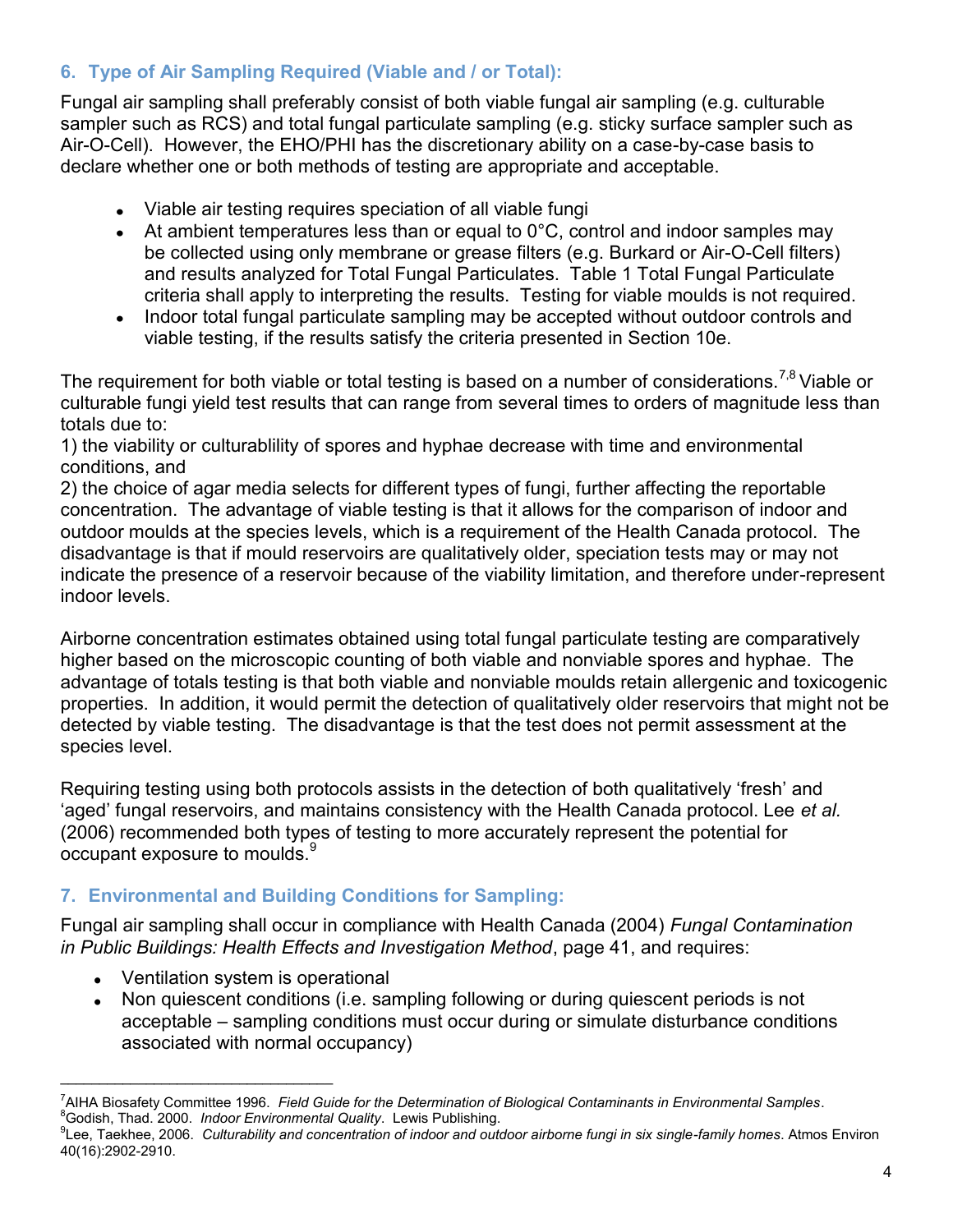## 6. Type of Air Sampling Required (Viable and / or Total):

Fungal air sampling shall preferably consist of both viable fungal air sampling (e.g. culturable sampler such as RCS) and total fungal particulate sampling (e.g. sticky surface sampler such as Air-O-Cell). However, the EHO/PHI has the discretionary ability on a case-by-case basis to declare whether one or both methods of testing are appropriate and acceptable.

- Viable air testing requires speciation of all viable fungi
- At ambient temperatures less than or equal to 0°C, control and indoor samples may be collected using only membrane or grease filters (e.g. Burkard or Air-O-Cell filters) and results analyzed for Total Fungal Particulates. Table 1 Total Fungal Particulate criteria shall apply to interpreting the results. Testing for viable moulds is not required.
- Indoor total fungal particulate sampling may be accepted without outdoor controls and viable testing, if the results satisfy the criteria presented in Section 10e.

The requirement for both viable or total testing is based on a number of considerations.[7,8] Viable or culturable fungi yield test results that can range from several times to orders of magnitude less than totals due to:
1) the viability or culturablility of spores and hyphae decrease with time and environmental conditions, and
2) the choice of agar media selects for different types of fungi, further affecting the reportable concentration. The advantage of viable testing is that it allows for the comparison of indoor and outdoor moulds at the species levels, which is a requirement of the Health Canada protocol. The disadvantage is that if mould reservoirs are qualitatively older, speciation tests may or may not indicate the presence of a reservoir because of the viability limitation, and therefore under-represent indoor levels.

Airborne concentration estimates obtained using total fungal particulate testing are comparatively higher based on the microscopic counting of both viable and nonviable spores and hyphae. The advantage of totals testing is that both viable and nonviable moulds retain allergenic and toxicogenic properties. In addition, it would permit the detection of qualitatively older reservoirs that might not be detected by viable testing. The disadvantage is that the test does not permit assessment at the species level.

Requiring testing using both protocols assists in the detection of both qualitatively 'fresh' and 'aged' fungal reservoirs, and maintains consistency with the Health Canada protocol. Lee *et al.* (2006) recommended both types of testing to more accurately represent the potential for occupant exposure to moulds.[9]

## 7. Environmental and Building Conditions for Sampling:

Fungal air sampling shall occur in compliance with Health Canada (2004) *Fungal Contamination in Public Buildings: Health Effects and Investigation Method*, page 41, and requires:

- Ventilation system is operational
- Non quiescent conditions (i.e. sampling following or during quiescent periods is not acceptable – sampling conditions must occur during or simulate disturbance conditions associated with normal occupancy)

---

[7] AIHA Biosafety Committee 1996. *Field Guide for the Determination of Biological Contaminants in Environmental Samples*.
[8] Godish, Thad. 2000. *Indoor Environmental Quality*. Lewis Publishing.
[9] Lee, Taekhee, 2006. *Culturability and concentration of indoor and outdoor airborne fungi in six single-family homes*. Atmos Environ 40(16):2902-2910.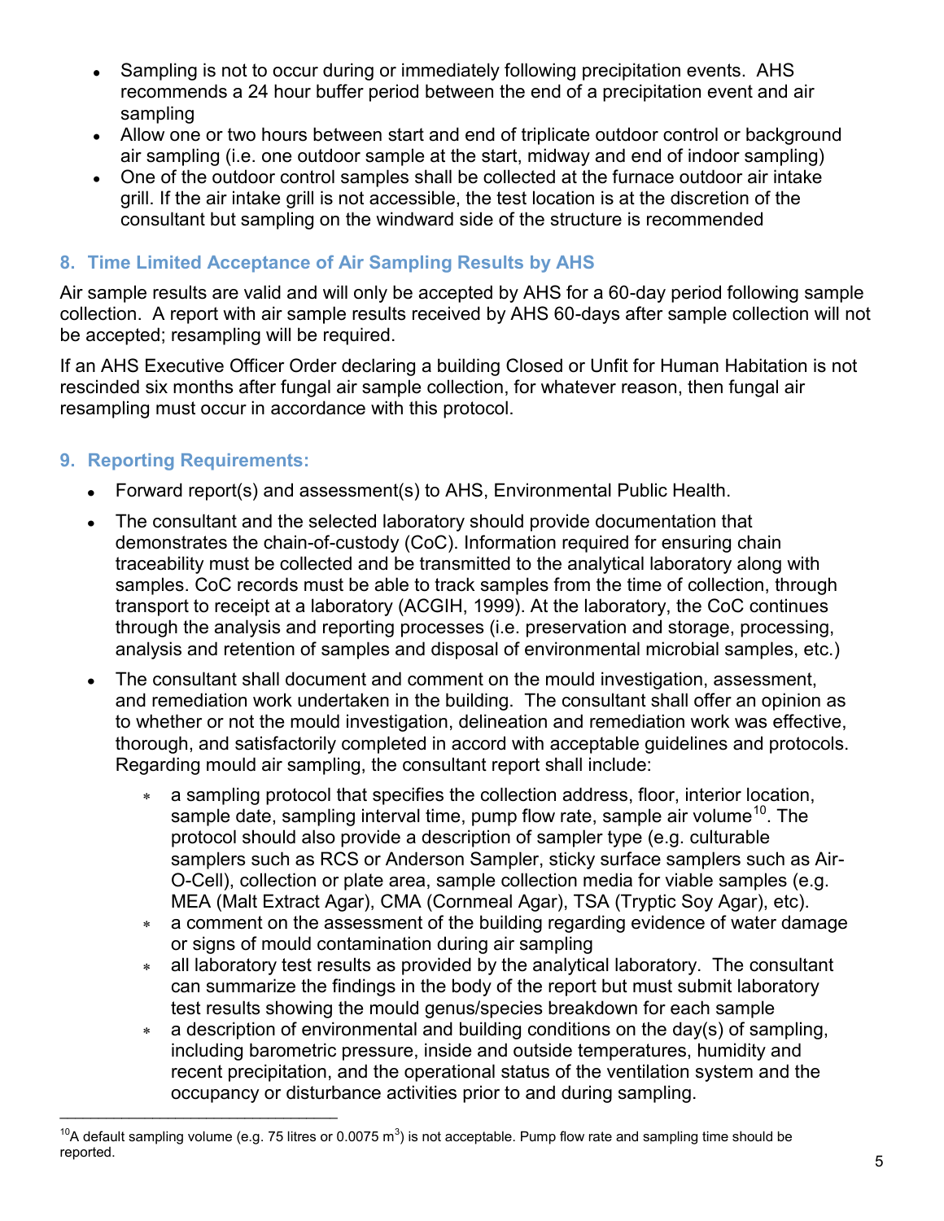- Sampling is not to occur during or immediately following precipitation events. AHS recommends a 24 hour buffer period between the end of a precipitation event and air sampling
- Allow one or two hours between start and end of triplicate outdoor control or background air sampling (i.e. one outdoor sample at the start, midway and end of indoor sampling)
- One of the outdoor control samples shall be collected at the furnace outdoor air intake grill. If the air intake grill is not accessible, the test location is at the discretion of the consultant but sampling on the windward side of the structure is recommended

## 8. Time Limited Acceptance of Air Sampling Results by AHS

Air sample results are valid and will only be accepted by AHS for a 60-day period following sample collection. A report with air sample results received by AHS 60-days after sample collection will not be accepted; resampling will be required.

If an AHS Executive Officer Order declaring a building Closed or Unfit for Human Habitation is not rescinded six months after fungal air sample collection, for whatever reason, then fungal air resampling must occur in accordance with this protocol.

## 9. Reporting Requirements:

- Forward report(s) and assessment(s) to AHS, Environmental Public Health.
- The consultant and the selected laboratory should provide documentation that demonstrates the chain-of-custody (CoC). Information required for ensuring chain traceability must be collected and be transmitted to the analytical laboratory along with samples. CoC records must be able to track samples from the time of collection, through transport to receipt at a laboratory (ACGIH, 1999). At the laboratory, the CoC continues through the analysis and reporting processes (i.e. preservation and storage, processing, analysis and retention of samples and disposal of environmental microbial samples, etc.)
- The consultant shall document and comment on the mould investigation, assessment, and remediation work undertaken in the building. The consultant shall offer an opinion as to whether or not the mould investigation, delineation and remediation work was effective, thorough, and satisfactorily completed in accord with acceptable guidelines and protocols. Regarding mould air sampling, the consultant report shall include:
  - a sampling protocol that specifies the collection address, floor, interior location, sample date, sampling interval time, pump flow rate, sample air volume[10]. The protocol should also provide a description of sampler type (e.g. culturable samplers such as RCS or Anderson Sampler, sticky surface samplers such as Air-O-Cell), collection or plate area, sample collection media for viable samples (e.g. MEA (Malt Extract Agar), CMA (Cornmeal Agar), TSA (Tryptic Soy Agar), etc).
  - a comment on the assessment of the building regarding evidence of water damage or signs of mould contamination during air sampling
  - all laboratory test results as provided by the analytical laboratory. The consultant can summarize the findings in the body of the report but must submit laboratory test results showing the mould genus/species breakdown for each sample
  - a description of environmental and building conditions on the day(s) of sampling, including barometric pressure, inside and outside temperatures, humidity and recent precipitation, and the operational status of the ventilation system and the occupancy or disturbance activities prior to and during sampling.

---

[10] A default sampling volume (e.g. 75 litres or 0.0075 $m^3$) is not acceptable. Pump flow rate and sampling time should be reported.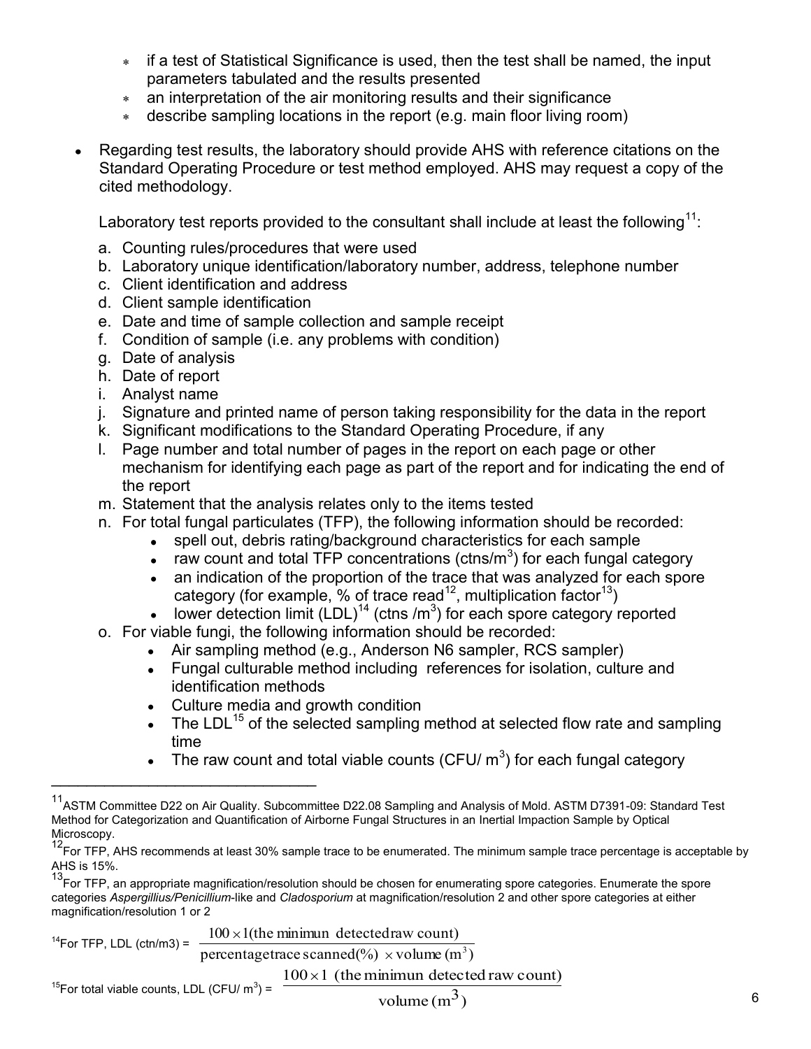* if a test of Statistical Significance is used, then the test shall be named, the input parameters tabulated and the results presented
  * an interpretation of the air monitoring results and their significance
  * describe sampling locations in the report (e.g. main floor living room)

- Regarding test results, the laboratory should provide AHS with reference citations on the Standard Operating Procedure or test method employed. AHS may request a copy of the cited methodology.

  Laboratory test reports provided to the consultant shall include at least the following[11]:

  a. Counting rules/procedures that were used
  b. Laboratory unique identification/laboratory number, address, telephone number
  c. Client identification and address
  d. Client sample identification
  e. Date and time of sample collection and sample receipt
  f. Condition of sample (i.e. any problems with condition)
  g. Date of analysis
  h. Date of report
  i. Analyst name
  j. Signature and printed name of person taking responsibility for the data in the report
  k. Significant modifications to the Standard Operating Procedure, if any
  l. Page number and total number of pages in the report on each page or other mechanism for identifying each page as part of the report and for indicating the end of the report
  m. Statement that the analysis relates only to the items tested
  n. For total fungal particulates (TFP), the following information should be recorded:
     - spell out, debris rating/background characteristics for each sample
     - raw count and total TFP concentrations (ctns/$m^3$) for each fungal category
     - an indication of the proportion of the trace that was analyzed for each spore category (for example, % of trace read[12], multiplication factor[13])
     - lower detection limit (LDL)[14] (ctns /$m^3$) for each spore category reported
  o. For viable fungi, the following information should be recorded:
     - Air sampling method (e.g., Anderson N6 sampler, RCS sampler)
     - Fungal culturable method including references for isolation, culture and identification methods
     - Culture media and growth condition
     - The LDL[15] of the selected sampling method at selected flow rate and sampling time
     - The raw count and total viable counts (CFU/ $m^3$) for each fungal category

---

[11] ASTM Committee D22 on Air Quality. Subcommittee D22.08 Sampling and Analysis of Mold. ASTM D7391-09: Standard Test Method for Categorization and Quantification of Airborne Fungal Structures in an Inertial Impaction Sample by Optical Microscopy.

[12] For TFP, AHS recommends at least 30% sample trace to be enumerated. The minimum sample trace percentage is acceptable by AHS is 15%.

[13] For TFP, an appropriate magnification/resolution should be chosen for enumerating spore categories. Enumerate the spore categories *Aspergillius/Penicillium*-like and *Cladosporium* at magnification/resolution 2 and other spore categories at either magnification/resolution 1 or 2

[14] For TFP, LDL (ctn/m3) = $\dfrac{100 \times 1(\text{the minimun detected raw count})}{\text{percentage trace scanned}(\%) \times \text{volume}\ (m^3)}$

[15] For total viable counts, LDL (CFU/ $m^3$) = $\dfrac{100 \times 1\ (\text{the minimun detected raw count})}{\text{volume}\ (m^3)}$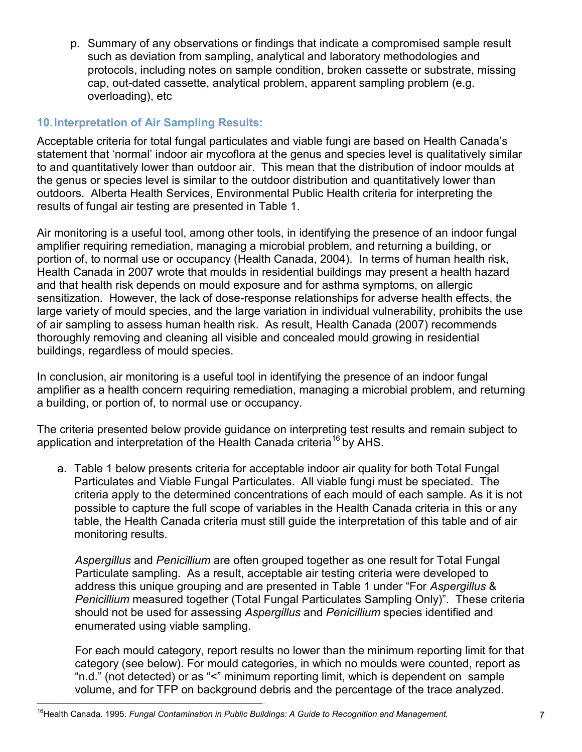p. Summary of any observations or findings that indicate a compromised sample result such as deviation from sampling, analytical and laboratory methodologies and protocols, including notes on sample condition, broken cassette or substrate, missing cap, out-dated cassette, analytical problem, apparent sampling problem (e.g. overloading), etc

## 10. Interpretation of Air Sampling Results:

Acceptable criteria for total fungal particulates and viable fungi are based on Health Canada's statement that 'normal' indoor air mycoflora at the genus and species level is qualitatively similar to and quantitatively lower than outdoor air. This mean that the distribution of indoor moulds at the genus or species level is similar to the outdoor distribution and quantitatively lower than outdoors. Alberta Health Services, Environmental Public Health criteria for interpreting the results of fungal air testing are presented in Table 1.

Air monitoring is a useful tool, among other tools, in identifying the presence of an indoor fungal amplifier requiring remediation, managing a microbial problem, and returning a building, or portion of, to normal use or occupancy (Health Canada, 2004). In terms of human health risk, Health Canada in 2007 wrote that moulds in residential buildings may present a health hazard and that health risk depends on mould exposure and for asthma symptoms, on allergic sensitization. However, the lack of dose-response relationships for adverse health effects, the large variety of mould species, and the large variation in individual vulnerability, prohibits the use of air sampling to assess human health risk. As result, Health Canada (2007) recommends thoroughly removing and cleaning all visible and concealed mould growing in residential buildings, regardless of mould species.

In conclusion, air monitoring is a useful tool in identifying the presence of an indoor fungal amplifier as a health concern requiring remediation, managing a microbial problem, and returning a building, or portion of, to normal use or occupancy.

The criteria presented below provide guidance on interpreting test results and remain subject to application and interpretation of the Health Canada criteria[16] by AHS.

a. Table 1 below presents criteria for acceptable indoor air quality for both Total Fungal Particulates and Viable Fungal Particulates. All viable fungi must be speciated. The criteria apply to the determined concentrations of each mould of each sample. As it is not possible to capture the full scope of variables in the Health Canada criteria in this or any table, the Health Canada criteria must still guide the interpretation of this table and of air monitoring results.

   *Aspergillus* and *Penicillium* are often grouped together as one result for Total Fungal Particulate sampling. As a result, acceptable air testing criteria were developed to address this unique grouping and are presented in Table 1 under "For *Aspergillus* & *Penicillium* measured together (Total Fungal Particulates Sampling Only)". These criteria should not be used for assessing *Aspergillus* and *Penicillium* species identified and enumerated using viable sampling.

   For each mould category, report results no lower than the minimum reporting limit for that category (see below). For mould categories, in which no moulds were counted, report as "n.d." (not detected) or as "<" minimum reporting limit, which is dependent on sample volume, and for TFP on background debris and the percentage of the trace analyzed.

[16] Health Canada. 1995. *Fungal Contamination in Public Buildings: A Guide to Recognition and Management.*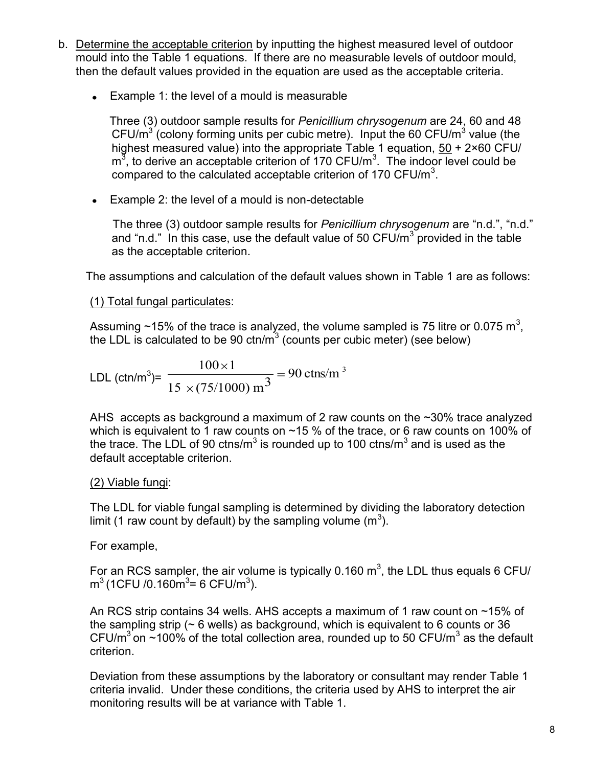b. <u>Determine the acceptable criterion</u> by inputting the highest measured level of outdoor mould into the Table 1 equations. If there are no measurable levels of outdoor mould, then the default values provided in the equation are used as the acceptable criteria.

- Example 1: the level of a mould is measurable

  Three (3) outdoor sample results for *Penicillium chrysogenum* are 24, 60 and 48 CFU/$m^3$ (colony forming units per cubic metre). Input the 60 CFU/$m^3$ value (the highest measured value) into the appropriate Table 1 equation, <u>50</u> + 2×60 CFU/$m^3$, to derive an acceptable criterion of 170 CFU/$m^3$. The indoor level could be compared to the calculated acceptable criterion of 170 CFU/$m^3$.

- Example 2: the level of a mould is non-detectable

  The three (3) outdoor sample results for *Penicillium chrysogenum* are "n.d.", "n.d." and "n.d." In this case, use the default value of 50 CFU/$m^3$ provided in the table as the acceptable criterion.

The assumptions and calculation of the default values shown in Table 1 are as follows:

<u>(1) Total fungal particulates</u>:

Assuming ~15% of the trace is analyzed, the volume sampled is 75 litre or 0.075 $m^3$, the LDL is calculated to be 90 ctn/$m^3$ (counts per cubic meter) (see below)

$$\text{LDL (ctn/m}^3\text{)} = \frac{100 \times 1}{15 \times (75/1000)\ \text{m}^3} = 90\ \text{ctns/m}^3$$

AHS accepts as background a maximum of 2 raw counts on the ~30% trace analyzed which is equivalent to 1 raw counts on ~15 % of the trace, or 6 raw counts on 100% of the trace. The LDL of 90 ctns/$m^3$ is rounded up to 100 ctns/$m^3$ and is used as the default acceptable criterion.

<u>(2) Viable fungi</u>:

The LDL for viable fungal sampling is determined by dividing the laboratory detection limit (1 raw count by default) by the sampling volume ($m^3$).

For example,

For an RCS sampler, the air volume is typically 0.160 $m^3$, the LDL thus equals 6 CFU/$m^3$ (1CFU /0.160$m^3$= 6 CFU/$m^3$).

An RCS strip contains 34 wells. AHS accepts a maximum of 1 raw count on ~15% of the sampling strip (~ 6 wells) as background, which is equivalent to 6 counts or 36 CFU/$m^3$ on ~100% of the total collection area, rounded up to 50 CFU/$m^3$ as the default criterion.

Deviation from these assumptions by the laboratory or consultant may render Table 1 criteria invalid. Under these conditions, the criteria used by AHS to interpret the air monitoring results will be at variance with Table 1.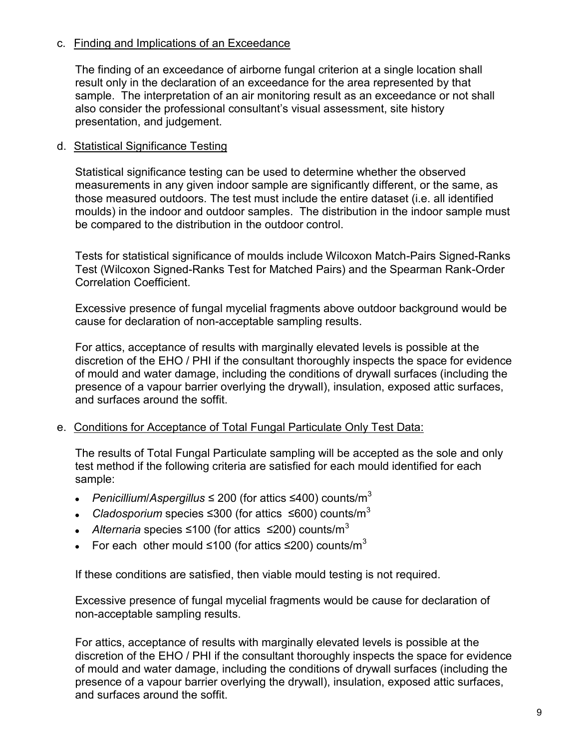c. Finding and Implications of an Exceedance

The finding of an exceedance of airborne fungal criterion at a single location shall result only in the declaration of an exceedance for the area represented by that sample. The interpretation of an air monitoring result as an exceedance or not shall also consider the professional consultant's visual assessment, site history presentation, and judgement.

d. Statistical Significance Testing

Statistical significance testing can be used to determine whether the observed measurements in any given indoor sample are significantly different, or the same, as those measured outdoors. The test must include the entire dataset (i.e. all identified moulds) in the indoor and outdoor samples. The distribution in the indoor sample must be compared to the distribution in the outdoor control.

Tests for statistical significance of moulds include Wilcoxon Match-Pairs Signed-Ranks Test (Wilcoxon Signed-Ranks Test for Matched Pairs) and the Spearman Rank-Order Correlation Coefficient.

Excessive presence of fungal mycelial fragments above outdoor background would be cause for declaration of non-acceptable sampling results.

For attics, acceptance of results with marginally elevated levels is possible at the discretion of the EHO / PHI if the consultant thoroughly inspects the space for evidence of mould and water damage, including the conditions of drywall surfaces (including the presence of a vapour barrier overlying the drywall), insulation, exposed attic surfaces, and surfaces around the soffit.

e. Conditions for Acceptance of Total Fungal Particulate Only Test Data:

The results of Total Fungal Particulate sampling will be accepted as the sole and only test method if the following criteria are satisfied for each mould identified for each sample:

- *Penicillium*/*Aspergillus* ≤ 200 (for attics ≤400) counts/$m^3$
- *Cladosporium* species ≤300 (for attics ≤600) counts/$m^3$
- *Alternaria* species ≤100 (for attics ≤200) counts/$m^3$
- For each other mould ≤100 (for attics ≤200) counts/$m^3$

If these conditions are satisfied, then viable mould testing is not required.

Excessive presence of fungal mycelial fragments would be cause for declaration of non-acceptable sampling results.

For attics, acceptance of results with marginally elevated levels is possible at the discretion of the EHO / PHI if the consultant thoroughly inspects the space for evidence of mould and water damage, including the conditions of drywall surfaces (including the presence of a vapour barrier overlying the drywall), insulation, exposed attic surfaces, and surfaces around the soffit.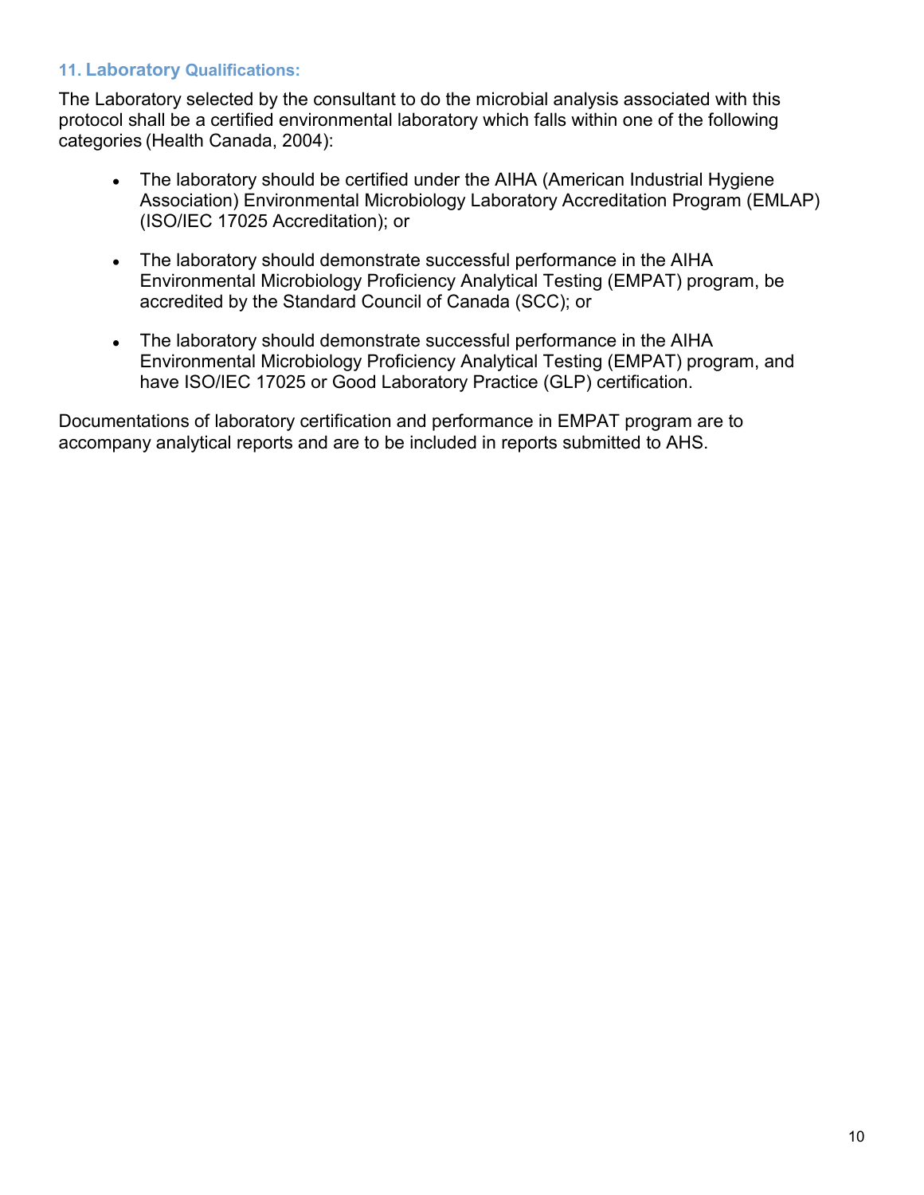### 11. Laboratory Qualifications:

The Laboratory selected by the consultant to do the microbial analysis associated with this protocol shall be a certified environmental laboratory which falls within one of the following categories (Health Canada, 2004):

- The laboratory should be certified under the AIHA (American Industrial Hygiene Association) Environmental Microbiology Laboratory Accreditation Program (EMLAP) (ISO/IEC 17025 Accreditation); or

- The laboratory should demonstrate successful performance in the AIHA Environmental Microbiology Proficiency Analytical Testing (EMPAT) program, be accredited by the Standard Council of Canada (SCC); or

- The laboratory should demonstrate successful performance in the AIHA Environmental Microbiology Proficiency Analytical Testing (EMPAT) program, and have ISO/IEC 17025 or Good Laboratory Practice (GLP) certification.

Documentations of laboratory certification and performance in EMPAT program are to accompany analytical reports and are to be included in reports submitted to AHS.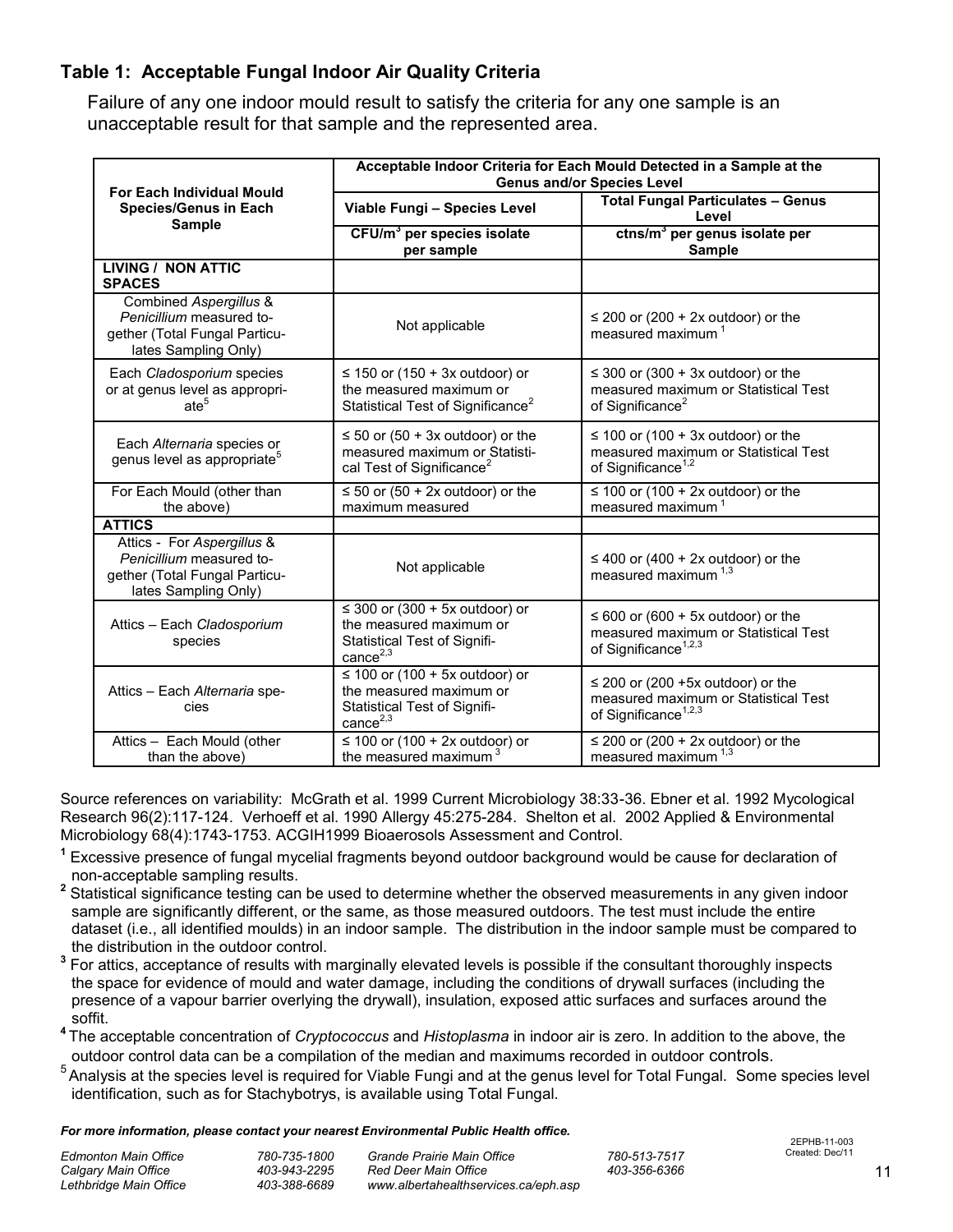## Table 1: Acceptable Fungal Indoor Air Quality Criteria

Failure of any one indoor mould result to satisfy the criteria for any one sample is an unacceptable result for that sample and the represented area.

| For Each Individual Mould Species/Genus in Each Sample | Acceptable Indoor Criteria for Each Mould Detected in a Sample at the Genus and/or Species Level | |
|---|---|---|
| | Viable Fungi – Species Level | Total Fungal Particulates – Genus Level |
| | CFU/m³ per species isolate per sample | ctns/m³ per genus isolate per Sample |
| **LIVING / NON ATTIC SPACES** | | |
| Combined *Aspergillus* & *Penicillium* measured together (Total Fungal Particulates Sampling Only) | Not applicable | ≤ 200 or (200 + 2x outdoor) or the measured maximum [1] |
| Each *Cladosporium* species or at genus level as appropriate[5] | ≤ 150 or (150 + 3x outdoor) or the measured maximum or Statistical Test of Significance[2] | ≤ 300 or (300 + 3x outdoor) or the measured maximum or Statistical Test of Significance[2] |
| Each *Alternaria* species or genus level as appropriate[5] | ≤ 50 or (50 + 3x outdoor) or the measured maximum or Statistical Test of Significance[2] | ≤ 100 or (100 + 3x outdoor) or the measured maximum or Statistical Test of Significance[1,2] |
| For Each Mould (other than the above) | ≤ 50 or (50 + 2x outdoor) or the maximum measured | ≤ 100 or (100 + 2x outdoor) or the measured maximum [1] |
| **ATTICS** | | |
| Attics - For *Aspergillus* & *Penicillium* measured together (Total Fungal Particulates Sampling Only) | Not applicable | ≤ 400 or (400 + 2x outdoor) or the measured maximum [1,3] |
| Attics – Each *Cladosporium* species | ≤ 300 or (300 + 5x outdoor) or the measured maximum or Statistical Test of Significance[2,3] | ≤ 600 or (600 + 5x outdoor) or the measured maximum or Statistical Test of Significance[1,2,3] |
| Attics – Each *Alternaria* species | ≤ 100 or (100 + 5x outdoor) or the measured maximum or Statistical Test of Significance[2,3] | ≤ 200 or (200 +5x outdoor) or the measured maximum or Statistical Test of Significance[1,2,3] |
| Attics – Each Mould (other than the above) | ≤ 100 or (100 + 2x outdoor) or the measured maximum [3] | ≤ 200 or (200 + 2x outdoor) or the measured maximum [1,3] |

Source references on variability: McGrath et al. 1999 Current Microbiology 38:33-36. Ebner et al. 1992 Mycological Research 96(2):117-124. Verhoeff et al. 1990 Allergy 45:275-284. Shelton et al. 2002 Applied & Environmental Microbiology 68(4):1743-1753. ACGIH1999 Bioaerosols Assessment and Control.

[1] Excessive presence of fungal mycelial fragments beyond outdoor background would be cause for declaration of non-acceptable sampling results.

[2] Statistical significance testing can be used to determine whether the observed measurements in any given indoor sample are significantly different, or the same, as those measured outdoors. The test must include the entire dataset (i.e., all identified moulds) in an indoor sample. The distribution in the indoor sample must be compared to the distribution in the outdoor control.

[3] For attics, acceptance of results with marginally elevated levels is possible if the consultant thoroughly inspects the space for evidence of mould and water damage, including the conditions of drywall surfaces (including the presence of a vapour barrier overlying the drywall), insulation, exposed attic surfaces and surfaces around the soffit.

[4] The acceptable concentration of *Cryptococcus* and *Histoplasma* in indoor air is zero. In addition to the above, the outdoor control data can be a compilation of the median and maximums recorded in outdoor controls.

[5] Analysis at the species level is required for Viable Fungi and at the genus level for Total Fungal. Some species level identification, such as for Stachybotrys, is available using Total Fungal.

***For more information, please contact your nearest Environmental Public Health office.***

| | | | |
|---|---|---|---|
| *Edmonton Main Office* | *780-735-1800* | *Grande Prairie Main Office* | *780-513-7517* |
| *Calgary Main Office* | *403-943-2295* | *Red Deer Main Office* | *403-356-6366* |
| *Lethbridge Main Office* | *403-388-6689* | *www.albertahealthservices.ca/eph.asp* | |

2EPHB-11-003
Created: Dec/11